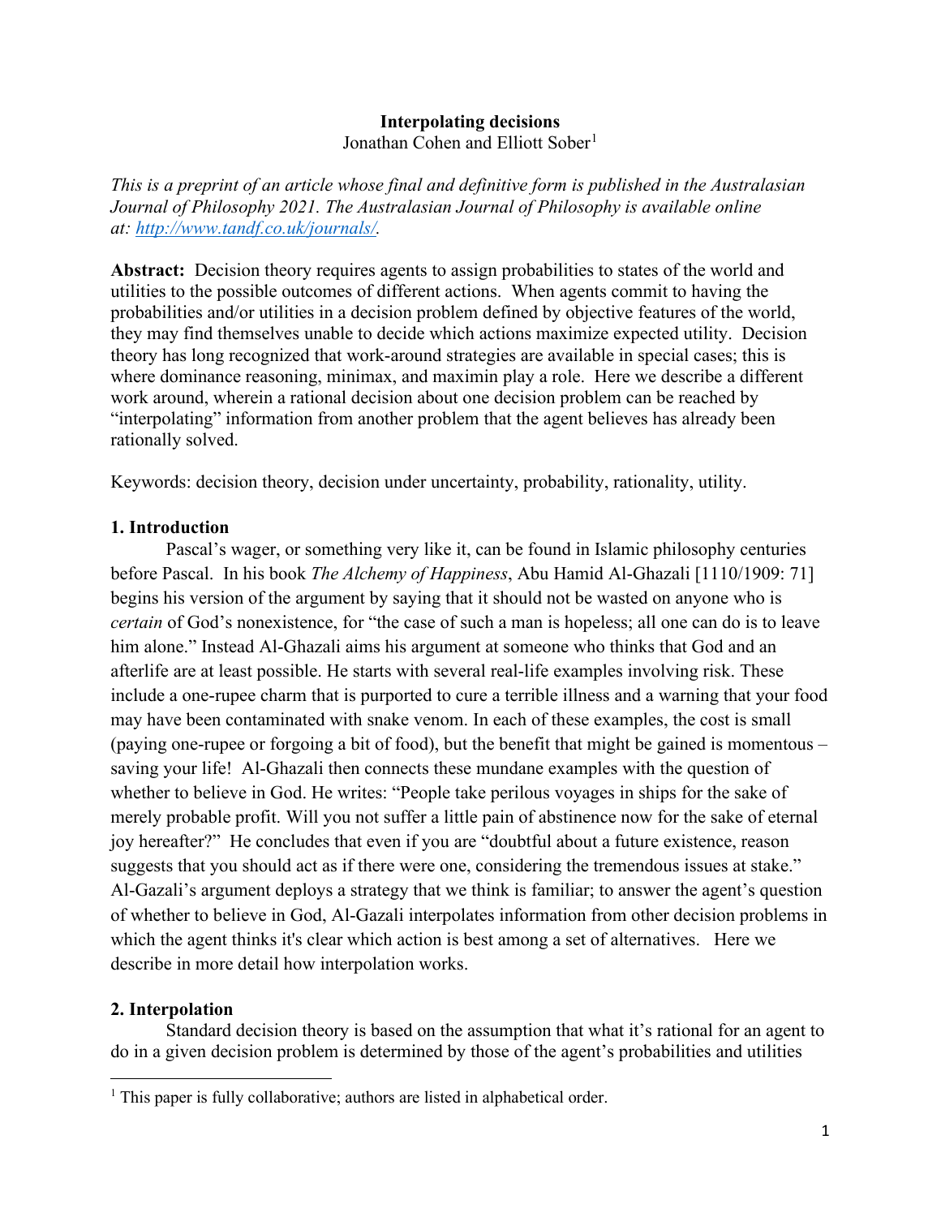# Interpolating decisions

Jonathan Cohen and Elliott Sober[1]

*This is a preprint of an article whose final and definitive form is published in the Australasian Journal of Philosophy 2021. The Australasian Journal of Philosophy is available online at: http://www.tandf.co.uk/journals/.*

**Abstract:** Decision theory requires agents to assign probabilities to states of the world and utilities to the possible outcomes of different actions. When agents commit to having the probabilities and/or utilities in a decision problem defined by objective features of the world, they may find themselves unable to decide which actions maximize expected utility. Decision theory has long recognized that work-around strategies are available in special cases; this is where dominance reasoning, minimax, and maximin play a role. Here we describe a different work around, wherein a rational decision about one decision problem can be reached by "interpolating" information from another problem that the agent believes has already been rationally solved.

Keywords: decision theory, decision under uncertainty, probability, rationality, utility.

## 1. Introduction

Pascal's wager, or something very like it, can be found in Islamic philosophy centuries before Pascal. In his book *The Alchemy of Happiness*, Abu Hamid Al-Ghazali [1110/1909: 71] begins his version of the argument by saying that it should not be wasted on anyone who is *certain* of God's nonexistence, for "the case of such a man is hopeless; all one can do is to leave him alone." Instead Al-Ghazali aims his argument at someone who thinks that God and an afterlife are at least possible. He starts with several real-life examples involving risk. These include a one-rupee charm that is purported to cure a terrible illness and a warning that your food may have been contaminated with snake venom. In each of these examples, the cost is small (paying one-rupee or forgoing a bit of food), but the benefit that might be gained is momentous – saving your life! Al-Ghazali then connects these mundane examples with the question of whether to believe in God. He writes: "People take perilous voyages in ships for the sake of merely probable profit. Will you not suffer a little pain of abstinence now for the sake of eternal joy hereafter?" He concludes that even if you are "doubtful about a future existence, reason suggests that you should act as if there were one, considering the tremendous issues at stake." Al-Gazali's argument deploys a strategy that we think is familiar; to answer the agent's question of whether to believe in God, Al-Gazali interpolates information from other decision problems in which the agent thinks it's clear which action is best among a set of alternatives. Here we describe in more detail how interpolation works.

## 2. Interpolation

Standard decision theory is based on the assumption that what it's rational for an agent to do in a given decision problem is determined by those of the agent's probabilities and utilities

[1] This paper is fully collaborative; authors are listed in alphabetical order.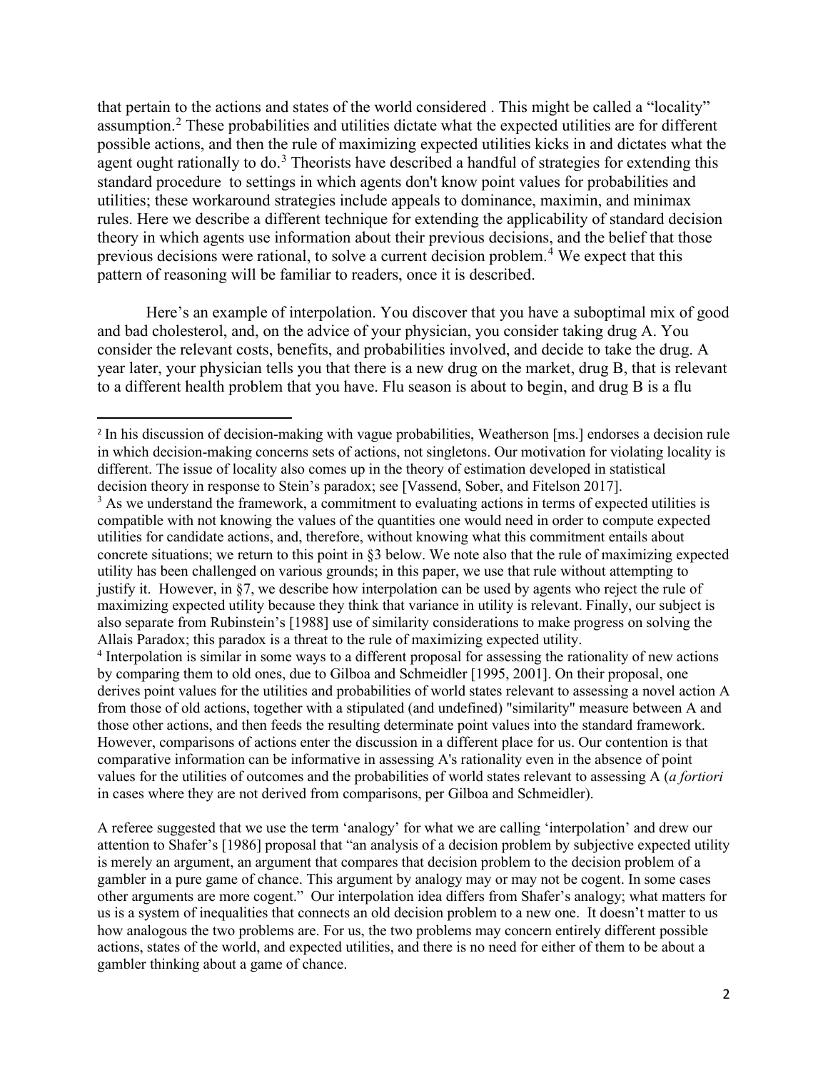that pertain to the actions and states of the world considered . This might be called a "locality" assumption.[2] These probabilities and utilities dictate what the expected utilities are for different possible actions, and then the rule of maximizing expected utilities kicks in and dictates what the agent ought rationally to do.[3] Theorists have described a handful of strategies for extending this standard procedure to settings in which agents don't know point values for probabilities and utilities; these workaround strategies include appeals to dominance, maximin, and minimax rules. Here we describe a different technique for extending the applicability of standard decision theory in which agents use information about their previous decisions, and the belief that those previous decisions were rational, to solve a current decision problem.[4] We expect that this pattern of reasoning will be familiar to readers, once it is described.

Here's an example of interpolation. You discover that you have a suboptimal mix of good and bad cholesterol, and, on the advice of your physician, you consider taking drug A. You consider the relevant costs, benefits, and probabilities involved, and decide to take the drug. A year later, your physician tells you that there is a new drug on the market, drug B, that is relevant to a different health problem that you have. Flu season is about to begin, and drug B is a flu

---

[2] In his discussion of decision-making with vague probabilities, Weatherson [ms.] endorses a decision rule in which decision-making concerns sets of actions, not singletons. Our motivation for violating locality is different. The issue of locality also comes up in the theory of estimation developed in statistical decision theory in response to Stein's paradox; see [Vassend, Sober, and Fitelson 2017].

[3] As we understand the framework, a commitment to evaluating actions in terms of expected utilities is compatible with not knowing the values of the quantities one would need in order to compute expected utilities for candidate actions, and, therefore, without knowing what this commitment entails about concrete situations; we return to this point in §3 below. We note also that the rule of maximizing expected utility has been challenged on various grounds; in this paper, we use that rule without attempting to justify it. However, in §7, we describe how interpolation can be used by agents who reject the rule of maximizing expected utility because they think that variance in utility is relevant. Finally, our subject is also separate from Rubinstein's [1988] use of similarity considerations to make progress on solving the Allais Paradox; this paradox is a threat to the rule of maximizing expected utility.

[4] Interpolation is similar in some ways to a different proposal for assessing the rationality of new actions by comparing them to old ones, due to Gilboa and Schmeidler [1995, 2001]. On their proposal, one derives point values for the utilities and probabilities of world states relevant to assessing a novel action A from those of old actions, together with a stipulated (and undefined) "similarity" measure between A and those other actions, and then feeds the resulting determinate point values into the standard framework. However, comparisons of actions enter the discussion in a different place for us. Our contention is that comparative information can be informative in assessing A's rationality even in the absence of point values for the utilities of outcomes and the probabilities of world states relevant to assessing A (*a fortiori* in cases where they are not derived from comparisons, per Gilboa and Schmeidler).

A referee suggested that we use the term 'analogy' for what we are calling 'interpolation' and drew our attention to Shafer's [1986] proposal that "an analysis of a decision problem by subjective expected utility is merely an argument, an argument that compares that decision problem to the decision problem of a gambler in a pure game of chance. This argument by analogy may or may not be cogent. In some cases other arguments are more cogent." Our interpolation idea differs from Shafer's analogy; what matters for us is a system of inequalities that connects an old decision problem to a new one. It doesn't matter to us how analogous the two problems are. For us, the two problems may concern entirely different possible actions, states of the world, and expected utilities, and there is no need for either of them to be about a gambler thinking about a game of chance.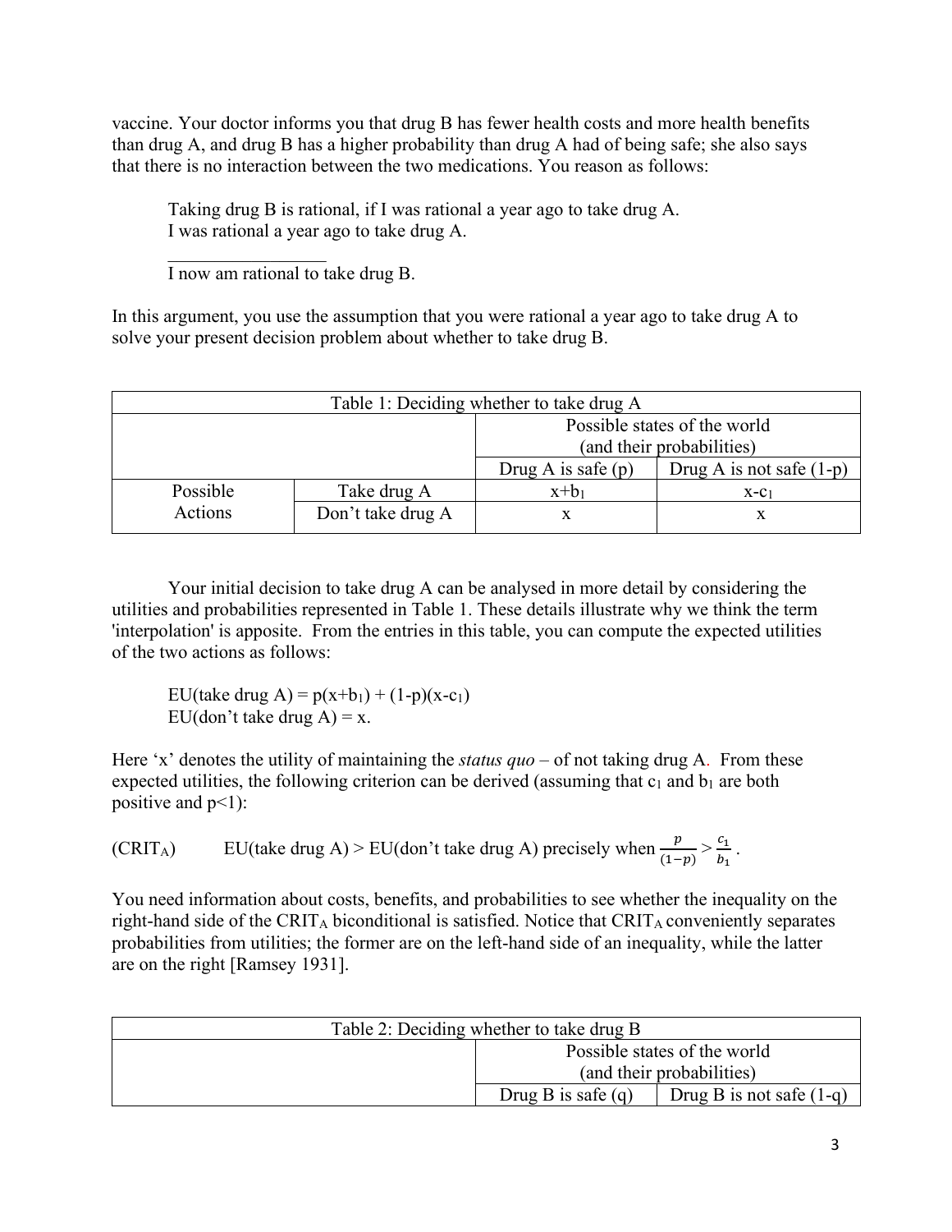vaccine. Your doctor informs you that drug B has fewer health costs and more health benefits than drug A, and drug B has a higher probability than drug A had of being safe; she also says that there is no interaction between the two medications. You reason as follows:

> Taking drug B is rational, if I was rational a year ago to take drug A.
> I was rational a year ago to take drug A.
> \_\_\_\_\_\_\_\_\_\_\_\_\_\_\_\_\_
> I now am rational to take drug B.

In this argument, you use the assumption that you were rational a year ago to take drug A to solve your present decision problem about whether to take drug B.

| Table 1: Deciding whether to take drug A | | | |
|---|---|---|---|
| | | Possible states of the world (and their probabilities) | |
| | | Drug A is safe (p) | Drug A is not safe (1-p) |
| Possible Actions | Take drug A | $x+b_1$ | $x-c_1$ |
| | Don't take drug A | x | x |

Your initial decision to take drug A can be analysed in more detail by considering the utilities and probabilities represented in Table 1. These details illustrate why we think the term 'interpolation' is apposite. From the entries in this table, you can compute the expected utilities of the two actions as follows:

> EU(take drug A) = $p(x+b_1) + (1-p)(x-c_1)$
> EU(don't take drug A) = x.

Here 'x' denotes the utility of maintaining the *status quo* – of not taking drug A. From these expected utilities, the following criterion can be derived (assuming that $c_1$ and $b_1$ are both positive and $p<1$):

(CRIT$_A$) EU(take drug A) > EU(don't take drug A) precisely when $\frac{p}{(1-p)} > \frac{c_1}{b_1}$.

You need information about costs, benefits, and probabilities to see whether the inequality on the right-hand side of the CRIT$_A$ biconditional is satisfied. Notice that CRIT$_A$ conveniently separates probabilities from utilities; the former are on the left-hand side of an inequality, while the latter are on the right [Ramsey 1931].

| Table 2: Deciding whether to take drug B | | |
|---|---|---|
| | Possible states of the world (and their probabilities) | |
| | Drug B is safe (q) | Drug B is not safe (1-q) |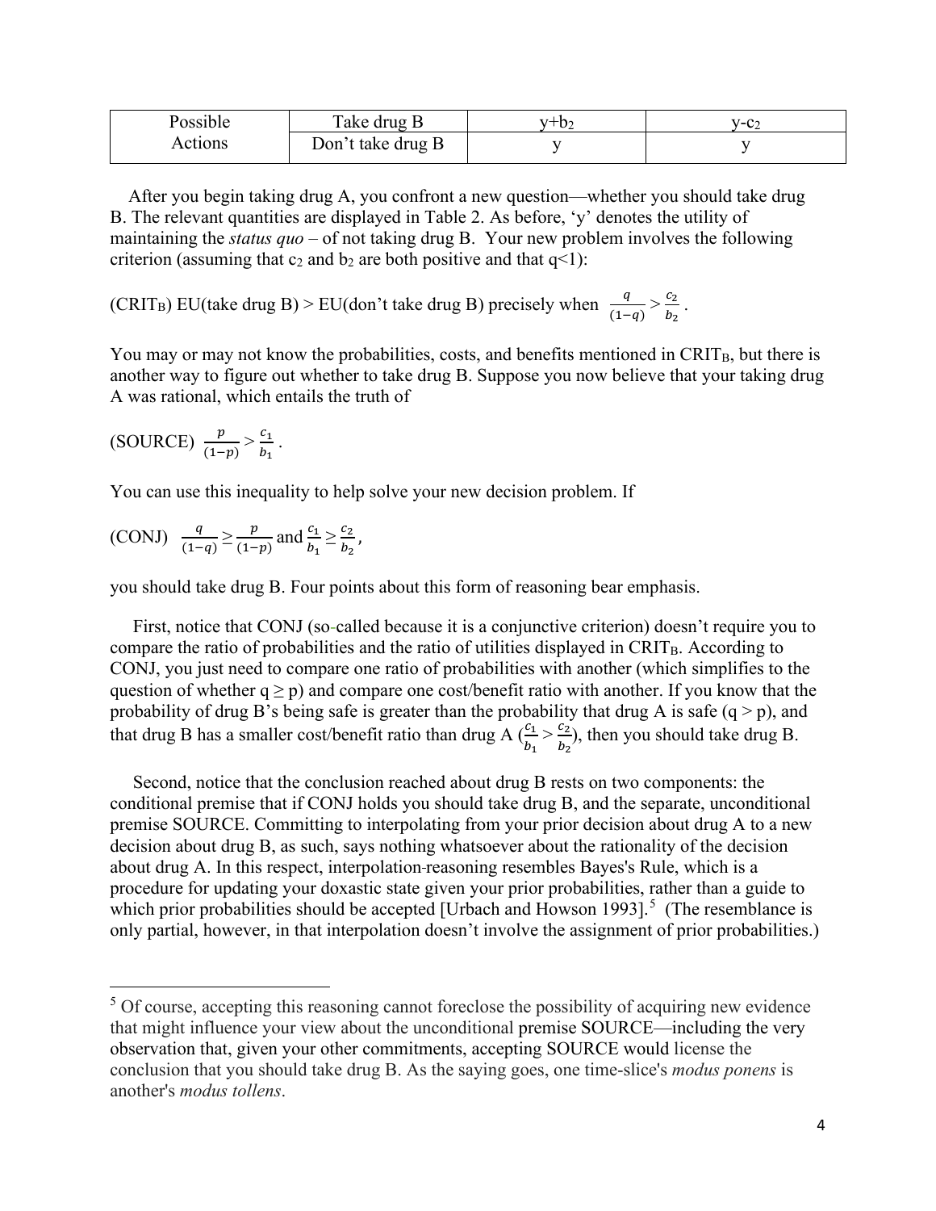| Possible Actions | Take drug B | $y+b_2$ | $y-c_2$ |
|---|---|---|---|
| | Don't take drug B | y | y |

After you begin taking drug A, you confront a new question—whether you should take drug B. The relevant quantities are displayed in Table 2. As before, 'y' denotes the utility of maintaining the *status quo* – of not taking drug B. Your new problem involves the following criterion (assuming that $c_2$ and $b_2$ are both positive and that $q<1$):

($CRIT_B$) EU(take drug B) > EU(don't take drug B) precisely when $\frac{q}{(1-q)} > \frac{c_2}{b_2}$.

You may or may not know the probabilities, costs, and benefits mentioned in $CRIT_B$, but there is another way to figure out whether to take drug B. Suppose you now believe that your taking drug A was rational, which entails the truth of

(SOURCE) $\frac{p}{(1-p)} > \frac{c_1}{b_1}$.

You can use this inequality to help solve your new decision problem. If

(CONJ) $\frac{q}{(1-q)} \geq \frac{p}{(1-p)}$ and $\frac{c_1}{b_1} \geq \frac{c_2}{b_2}$,

you should take drug B. Four points about this form of reasoning bear emphasis.

First, notice that CONJ (so-called because it is a conjunctive criterion) doesn't require you to compare the ratio of probabilities and the ratio of utilities displayed in $CRIT_B$. According to CONJ, you just need to compare one ratio of probabilities with another (which simplifies to the question of whether $q \geq p$) and compare one cost/benefit ratio with another. If you know that the probability of drug B's being safe is greater than the probability that drug A is safe ($q > p$), and that drug B has a smaller cost/benefit ratio than drug A ($\frac{c_1}{b_1} > \frac{c_2}{b_2}$), then you should take drug B.

Second, notice that the conclusion reached about drug B rests on two components: the conditional premise that if CONJ holds you should take drug B, and the separate, unconditional premise SOURCE. Committing to interpolating from your prior decision about drug A to a new decision about drug B, as such, says nothing whatsoever about the rationality of the decision about drug A. In this respect, interpolation-reasoning resembles Bayes's Rule, which is a procedure for updating your doxastic state given your prior probabilities, rather than a guide to which prior probabilities should be accepted [Urbach and Howson 1993].[5] (The resemblance is only partial, however, in that interpolation doesn't involve the assignment of prior probabilities.)

[5] Of course, accepting this reasoning cannot foreclose the possibility of acquiring new evidence that might influence your view about the unconditional premise SOURCE—including the very observation that, given your other commitments, accepting SOURCE would license the conclusion that you should take drug B. As the saying goes, one time-slice's *modus ponens* is another's *modus tollens*.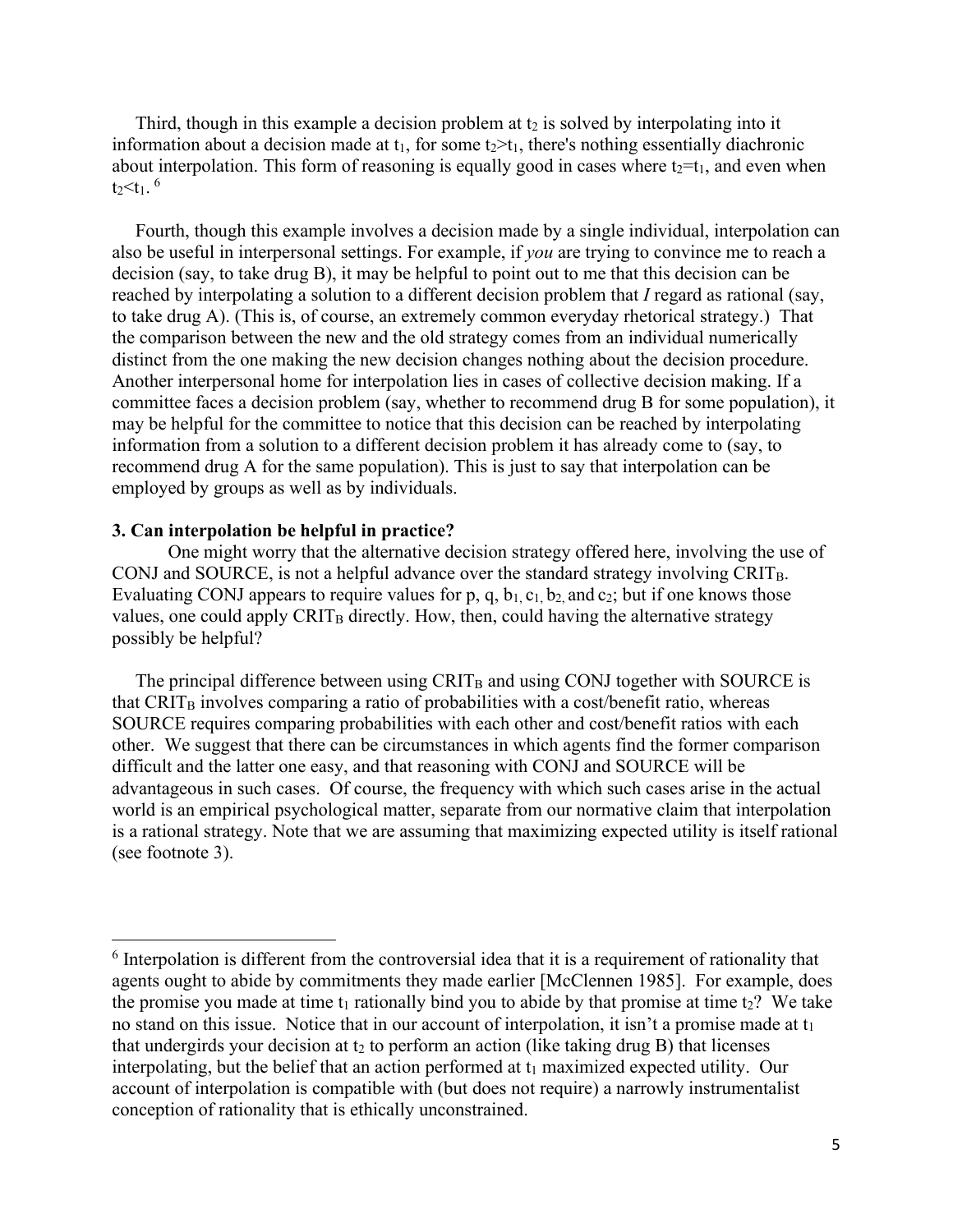Third, though in this example a decision problem at $t_2$ is solved by interpolating into it information about a decision made at $t_1$, for some $t_2 > t_1$, there's nothing essentially diachronic about interpolation. This form of reasoning is equally good in cases where $t_2 = t_1$, and even when $t_2 < t_1$. [6]

Fourth, though this example involves a decision made by a single individual, interpolation can also be useful in interpersonal settings. For example, if *you* are trying to convince me to reach a decision (say, to take drug B), it may be helpful to point out to me that this decision can be reached by interpolating a solution to a different decision problem that *I* regard as rational (say, to take drug A). (This is, of course, an extremely common everyday rhetorical strategy.) That the comparison between the new and the old strategy comes from an individual numerically distinct from the one making the new decision changes nothing about the decision procedure. Another interpersonal home for interpolation lies in cases of collective decision making. If a committee faces a decision problem (say, whether to recommend drug B for some population), it may be helpful for the committee to notice that this decision can be reached by interpolating information from a solution to a different decision problem it has already come to (say, to recommend drug A for the same population). This is just to say that interpolation can be employed by groups as well as by individuals.

### 3. Can interpolation be helpful in practice?

One might worry that the alternative decision strategy offered here, involving the use of CONJ and SOURCE, is not a helpful advance over the standard strategy involving $\text{CRIT}_B$. Evaluating CONJ appears to require values for p, q, $b_1$, $c_1$, $b_2$, and $c_2$; but if one knows those values, one could apply $\text{CRIT}_B$ directly. How, then, could having the alternative strategy possibly be helpful?

The principal difference between using $\text{CRIT}_B$ and using CONJ together with SOURCE is that $\text{CRIT}_B$ involves comparing a ratio of probabilities with a cost/benefit ratio, whereas SOURCE requires comparing probabilities with each other and cost/benefit ratios with each other. We suggest that there can be circumstances in which agents find the former comparison difficult and the latter one easy, and that reasoning with CONJ and SOURCE will be advantageous in such cases. Of course, the frequency with which such cases arise in the actual world is an empirical psychological matter, separate from our normative claim that interpolation is a rational strategy. Note that we are assuming that maximizing expected utility is itself rational (see footnote 3).

---

[6] Interpolation is different from the controversial idea that it is a requirement of rationality that agents ought to abide by commitments they made earlier [McClennen 1985]. For example, does the promise you made at time $t_1$ rationally bind you to abide by that promise at time $t_2$? We take no stand on this issue. Notice that in our account of interpolation, it isn't a promise made at $t_1$ that undergirds your decision at $t_2$ to perform an action (like taking drug B) that licenses interpolating, but the belief that an action performed at $t_1$ maximized expected utility. Our account of interpolation is compatible with (but does not require) a narrowly instrumentalist conception of rationality that is ethically unconstrained.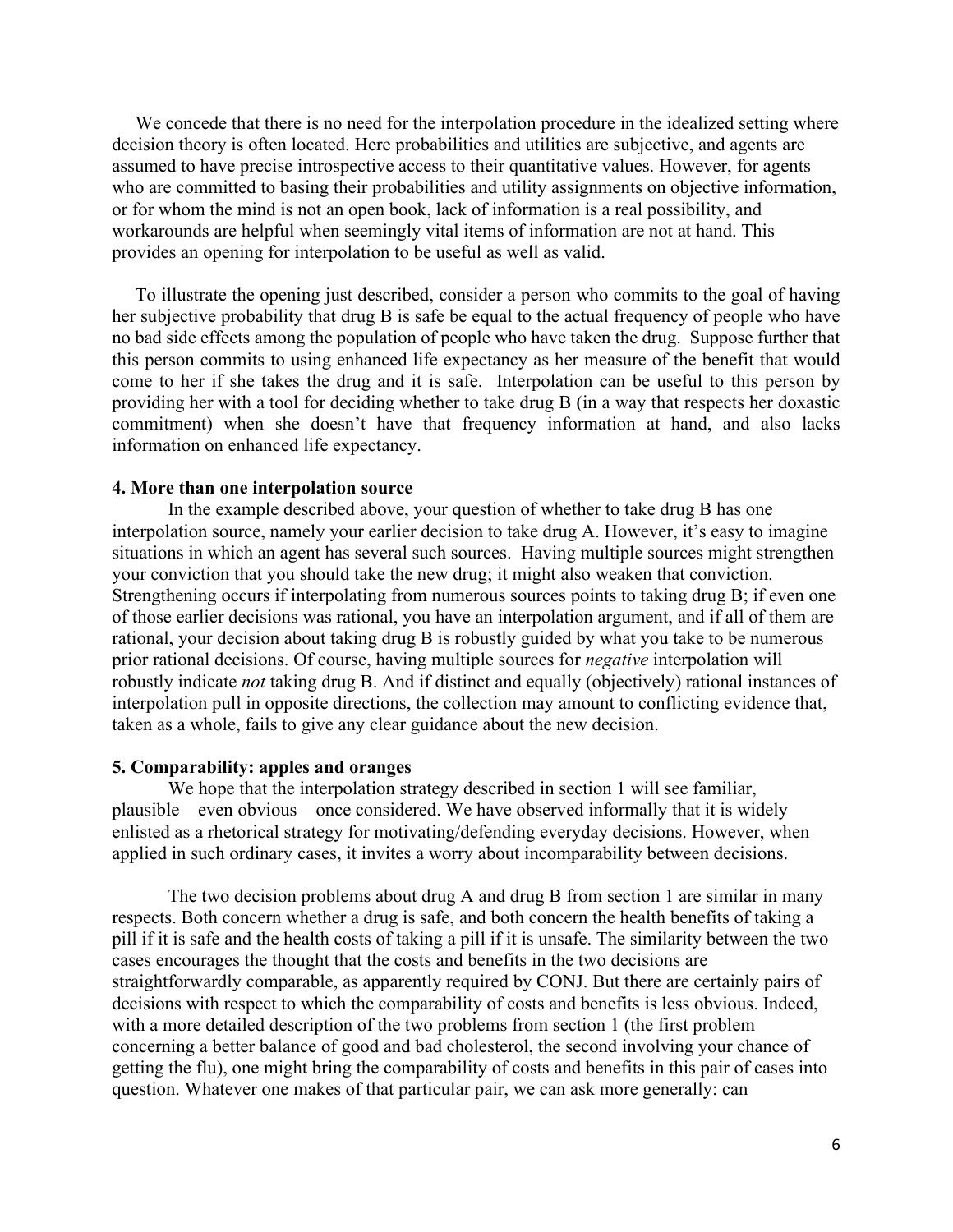We concede that there is no need for the interpolation procedure in the idealized setting where decision theory is often located. Here probabilities and utilities are subjective, and agents are assumed to have precise introspective access to their quantitative values. However, for agents who are committed to basing their probabilities and utility assignments on objective information, or for whom the mind is not an open book, lack of information is a real possibility, and workarounds are helpful when seemingly vital items of information are not at hand. This provides an opening for interpolation to be useful as well as valid.

To illustrate the opening just described, consider a person who commits to the goal of having her subjective probability that drug B is safe be equal to the actual frequency of people who have no bad side effects among the population of people who have taken the drug. Suppose further that this person commits to using enhanced life expectancy as her measure of the benefit that would come to her if she takes the drug and it is safe. Interpolation can be useful to this person by providing her with a tool for deciding whether to take drug B (in a way that respects her doxastic commitment) when she doesn't have that frequency information at hand, and also lacks information on enhanced life expectancy.

## 4. More than one interpolation source

In the example described above, your question of whether to take drug B has one interpolation source, namely your earlier decision to take drug A. However, it's easy to imagine situations in which an agent has several such sources. Having multiple sources might strengthen your conviction that you should take the new drug; it might also weaken that conviction. Strengthening occurs if interpolating from numerous sources points to taking drug B; if even one of those earlier decisions was rational, you have an interpolation argument, and if all of them are rational, your decision about taking drug B is robustly guided by what you take to be numerous prior rational decisions. Of course, having multiple sources for *negative* interpolation will robustly indicate *not* taking drug B. And if distinct and equally (objectively) rational instances of interpolation pull in opposite directions, the collection may amount to conflicting evidence that, taken as a whole, fails to give any clear guidance about the new decision.

## 5. Comparability: apples and oranges

We hope that the interpolation strategy described in section 1 will see familiar, plausible—even obvious—once considered. We have observed informally that it is widely enlisted as a rhetorical strategy for motivating/defending everyday decisions. However, when applied in such ordinary cases, it invites a worry about incomparability between decisions.

The two decision problems about drug A and drug B from section 1 are similar in many respects. Both concern whether a drug is safe, and both concern the health benefits of taking a pill if it is safe and the health costs of taking a pill if it is unsafe. The similarity between the two cases encourages the thought that the costs and benefits in the two decisions are straightforwardly comparable, as apparently required by CONJ. But there are certainly pairs of decisions with respect to which the comparability of costs and benefits is less obvious. Indeed, with a more detailed description of the two problems from section 1 (the first problem concerning a better balance of good and bad cholesterol, the second involving your chance of getting the flu), one might bring the comparability of costs and benefits in this pair of cases into question. Whatever one makes of that particular pair, we can ask more generally: can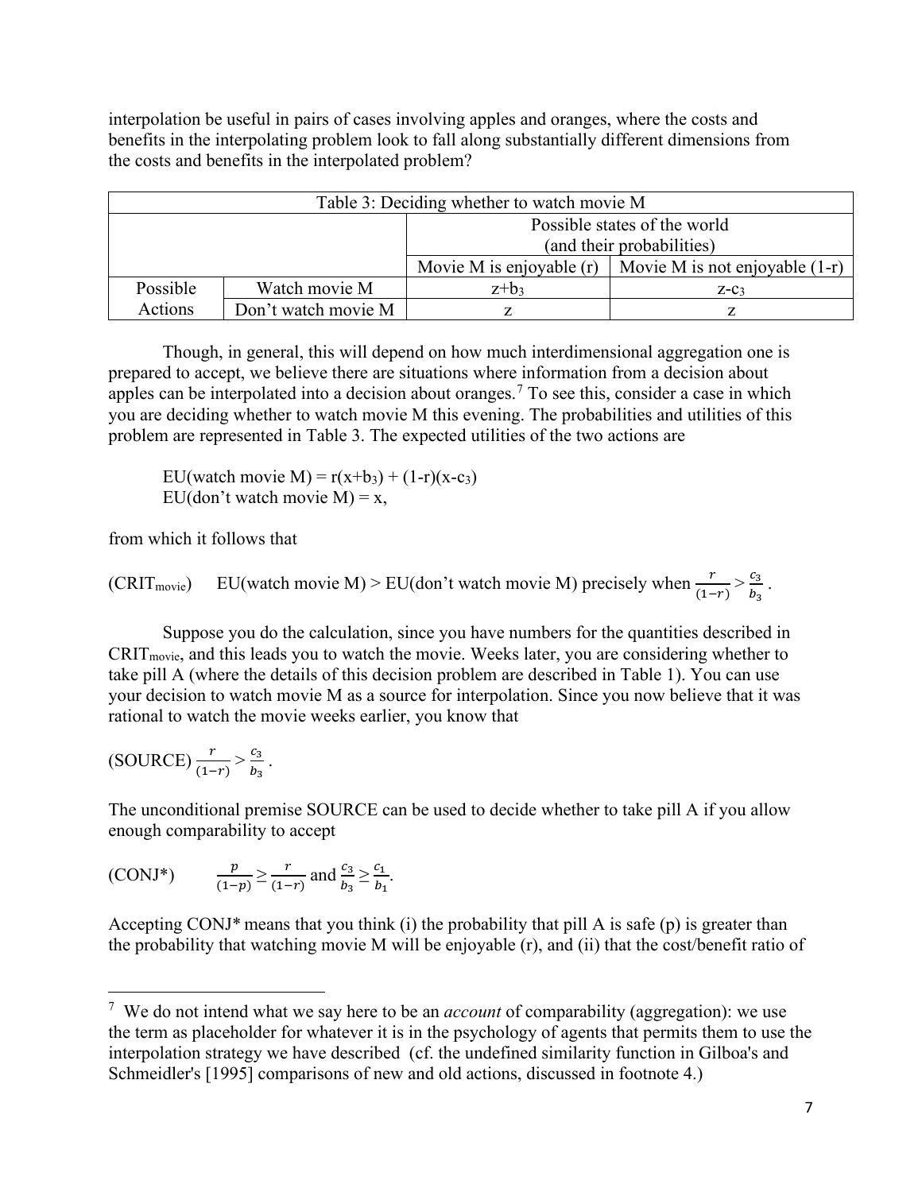interpolation be useful in pairs of cases involving apples and oranges, where the costs and benefits in the interpolating problem look to fall along substantially different dimensions from the costs and benefits in the interpolated problem?

| Table 3: Deciding whether to watch movie M | | | |
|---|---|---|---|
| | | Possible states of the world (and their probabilities) | |
| | | Movie M is enjoyable (r) | Movie M is not enjoyable (1-r) |
| Possible Actions | Watch movie M | $z+b_3$ | $z-c_3$ |
| | Don't watch movie M | z | z |

Though, in general, this will depend on how much interdimensional aggregation one is prepared to accept, we believe there are situations where information from a decision about apples can be interpolated into a decision about oranges.[7] To see this, consider a case in which you are deciding whether to watch movie M this evening. The probabilities and utilities of this problem are represented in Table 3. The expected utilities of the two actions are

EU(watch movie M) = $r(x+b_3) + (1-r)(x-c_3)$
EU(don't watch movie M) = x,

from which it follows that

(CRIT$_{\text{movie}}$) EU(watch movie M) > EU(don't watch movie M) precisely when $\frac{r}{(1-r)} > \frac{c_3}{b_3}$.

Suppose you do the calculation, since you have numbers for the quantities described in CRIT$_{\text{movie}}$, and this leads you to watch the movie. Weeks later, you are considering whether to take pill A (where the details of this decision problem are described in Table 1). You can use your decision to watch movie M as a source for interpolation. Since you now believe that it was rational to watch the movie weeks earlier, you know that

(SOURCE) $\frac{r}{(1-r)} > \frac{c_3}{b_3}$.

The unconditional premise SOURCE can be used to decide whether to take pill A if you allow enough comparability to accept

(CONJ*) $\frac{p}{(1-p)} \geq \frac{r}{(1-r)}$ and $\frac{c_3}{b_3} \geq \frac{c_1}{b_1}$.

Accepting CONJ* means that you think (i) the probability that pill A is safe (p) is greater than the probability that watching movie M will be enjoyable (r), and (ii) that the cost/benefit ratio of

[7] We do not intend what we say here to be an *account* of comparability (aggregation): we use the term as placeholder for whatever it is in the psychology of agents that permits them to use the interpolation strategy we have described (cf. the undefined similarity function in Gilboa's and Schmeidler's [1995] comparisons of new and old actions, discussed in footnote 4.)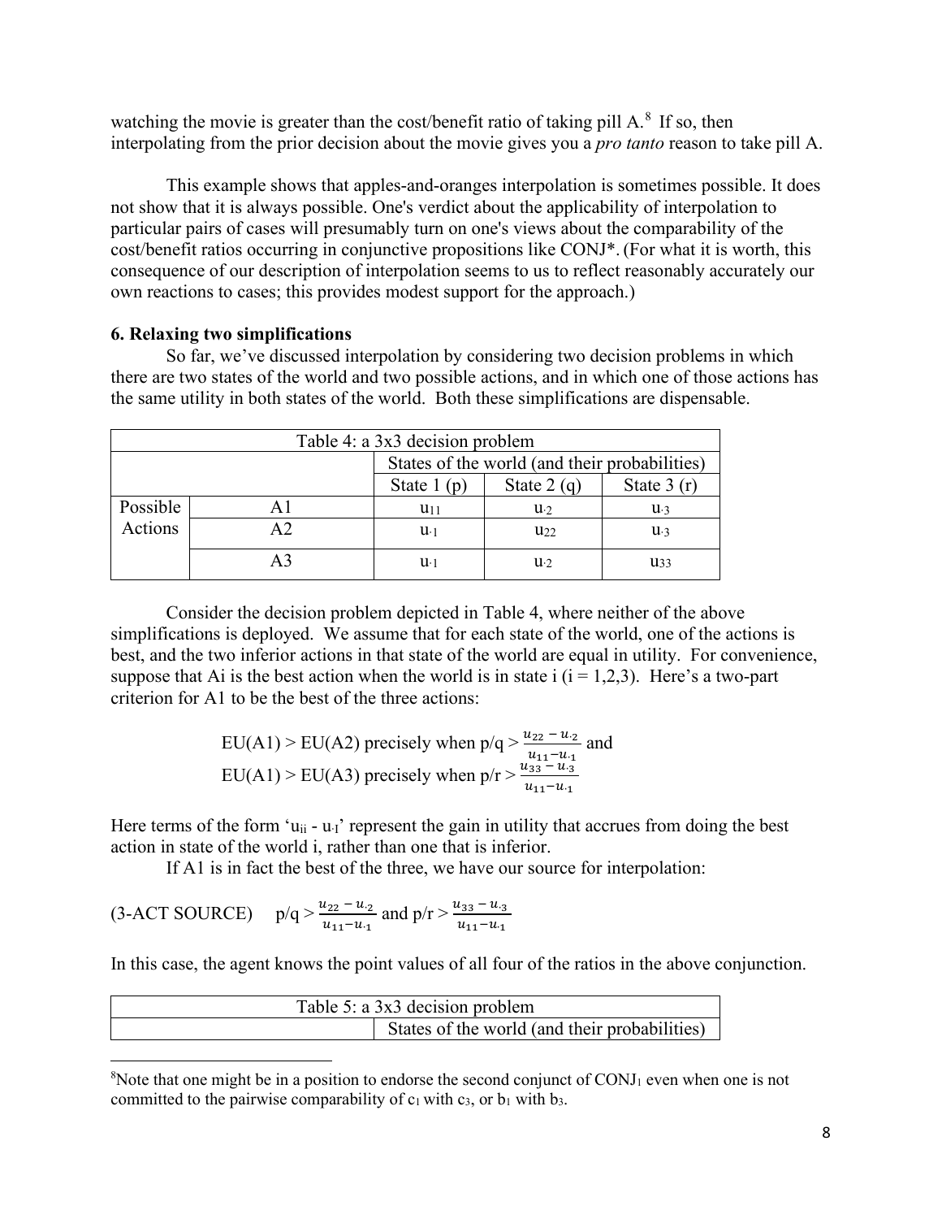watching the movie is greater than the cost/benefit ratio of taking pill A.[8] If so, then interpolating from the prior decision about the movie gives you a *pro tanto* reason to take pill A.

This example shows that apples-and-oranges interpolation is sometimes possible. It does not show that it is always possible. One's verdict about the applicability of interpolation to particular pairs of cases will presumably turn on one's views about the comparability of the cost/benefit ratios occurring in conjunctive propositions like CONJ*. (For what it is worth, this consequence of our description of interpolation seems to us to reflect reasonably accurately our own reactions to cases; this provides modest support for the approach.)

**6. Relaxing two simplifications**

So far, we've discussed interpolation by considering two decision problems in which there are two states of the world and two possible actions, and in which one of those actions has the same utility in both states of the world. Both these simplifications are dispensable.

| Table 4: a 3x3 decision problem | | | | |
|---|---|---|---|---|
| | | States of the world (and their probabilities) | | |
| | | State 1 (p) | State 2 (q) | State 3 (r) |
| Possible Actions | A1 | $u_{11}$ | $u_{\cdot 2}$ | $u_{\cdot 3}$ |
| | A2 | $u_{\cdot 1}$ | $u_{22}$ | $u_{\cdot 3}$ |
| | A3 | $u_{\cdot 1}$ | $u_{\cdot 2}$ | $u_{33}$ |

Consider the decision problem depicted in Table 4, where neither of the above simplifications is deployed. We assume that for each state of the world, one of the actions is best, and the two inferior actions in that state of the world are equal in utility. For convenience, suppose that Ai is the best action when the world is in state i (i = 1,2,3). Here's a two-part criterion for A1 to be the best of the three actions:

$$\text{EU(A1)} > \text{EU(A2) precisely when } p/q > \frac{u_{22} - u_{\cdot 2}}{u_{11} - u_{\cdot 1}} \text{ and}$$
$$\text{EU(A1)} > \text{EU(A3) precisely when } p/r > \frac{u_{33} - u_{\cdot 3}}{u_{11} - u_{\cdot 1}}$$

Here terms of the form '$u_{ii} - u_{\cdot I}$' represent the gain in utility that accrues from doing the best action in state of the world i, rather than one that is inferior.

If A1 is in fact the best of the three, we have our source for interpolation:

$$\text{(3-ACT SOURCE)} \quad p/q > \frac{u_{22} - u_{\cdot 2}}{u_{11} - u_{\cdot 1}} \text{ and } p/r > \frac{u_{33} - u_{\cdot 3}}{u_{11} - u_{\cdot 1}}$$

In this case, the agent knows the point values of all four of the ratios in the above conjunction.

| Table 5: a 3x3 decision problem | |
|---|---|
| | States of the world (and their probabilities) |

[8]Note that one might be in a position to endorse the second conjunct of $\text{CONJ}_1$ even when one is not committed to the pairwise comparability of $c_1$ with $c_3$, or $b_1$ with $b_3$.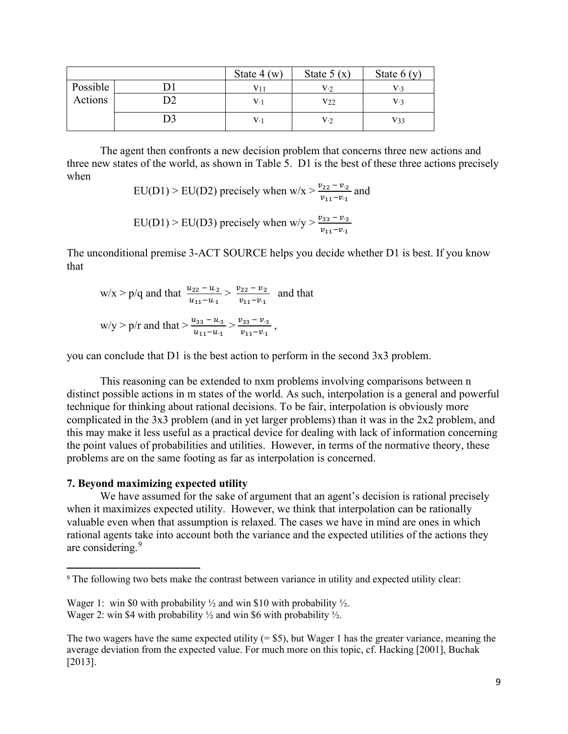| | | State 4 (w) | State 5 (x) | State 6 (y) |
|---|---|---|---|---|
| Possible Actions | D1 | $v_{11}$ | $v_{\cdot 2}$ | $v_{\cdot 3}$ |
| | D2 | $v_{\cdot 1}$ | $v_{22}$ | $v_{\cdot 3}$ |
| | D3 | $v_{\cdot 1}$ | $v_{\cdot 2}$ | $v_{33}$ |

The agent then confronts a new decision problem that concerns three new actions and three new states of the world, as shown in Table 5. D1 is the best of these three actions precisely when

EU(D1) > EU(D2) precisely when w/x > $\frac{v_{22} - v_{\cdot 2}}{v_{11} - v_{\cdot 1}}$ and

EU(D1) > EU(D3) precisely when w/y > $\frac{v_{33} - v_{\cdot 3}}{v_{11} - v_{\cdot 1}}$

The unconditional premise 3-ACT SOURCE helps you decide whether D1 is best. If you know that

w/x > p/q and that $\frac{u_{22} - u_{\cdot 2}}{u_{11} - u_{\cdot 1}} > \frac{v_{22} - v_{2}}{v_{11} - v_{\cdot 1}}$ and that

w/y > p/r and that > $\frac{u_{33} - u_{\cdot 3}}{u_{11} - u_{\cdot 1}} > \frac{v_{33} - v_{\cdot 3}}{v_{11} - v_{\cdot 1}}$,

you can conclude that D1 is the best action to perform in the second 3x3 problem.

This reasoning can be extended to nxm problems involving comparisons between n distinct possible actions in m states of the world. As such, interpolation is a general and powerful technique for thinking about rational decisions. To be fair, interpolation is obviously more complicated in the 3x3 problem (and in yet larger problems) than it was in the 2x2 problem, and this may make it less useful as a practical device for dealing with lack of information concerning the point values of probabilities and utilities. However, in terms of the normative theory, these problems are on the same footing as far as interpolation is concerned.

**7. Beyond maximizing expected utility**

We have assumed for the sake of argument that an agent's decision is rational precisely when it maximizes expected utility. However, we think that interpolation can be rationally valuable even when that assumption is relaxed. The cases we have in mind are ones in which rational agents take into account both the variance and the expected utilities of the actions they are considering.[9]

---

[9] The following two bets make the contrast between variance in utility and expected utility clear:

Wager 1: win $0 with probability ½ and win $10 with probability ½.
Wager 2: win $4 with probability ½ and win $6 with probability ½.

The two wagers have the same expected utility (= $5), but Wager 1 has the greater variance, meaning the average deviation from the expected value. For much more on this topic, cf. Hacking [2001], Buchak [2013].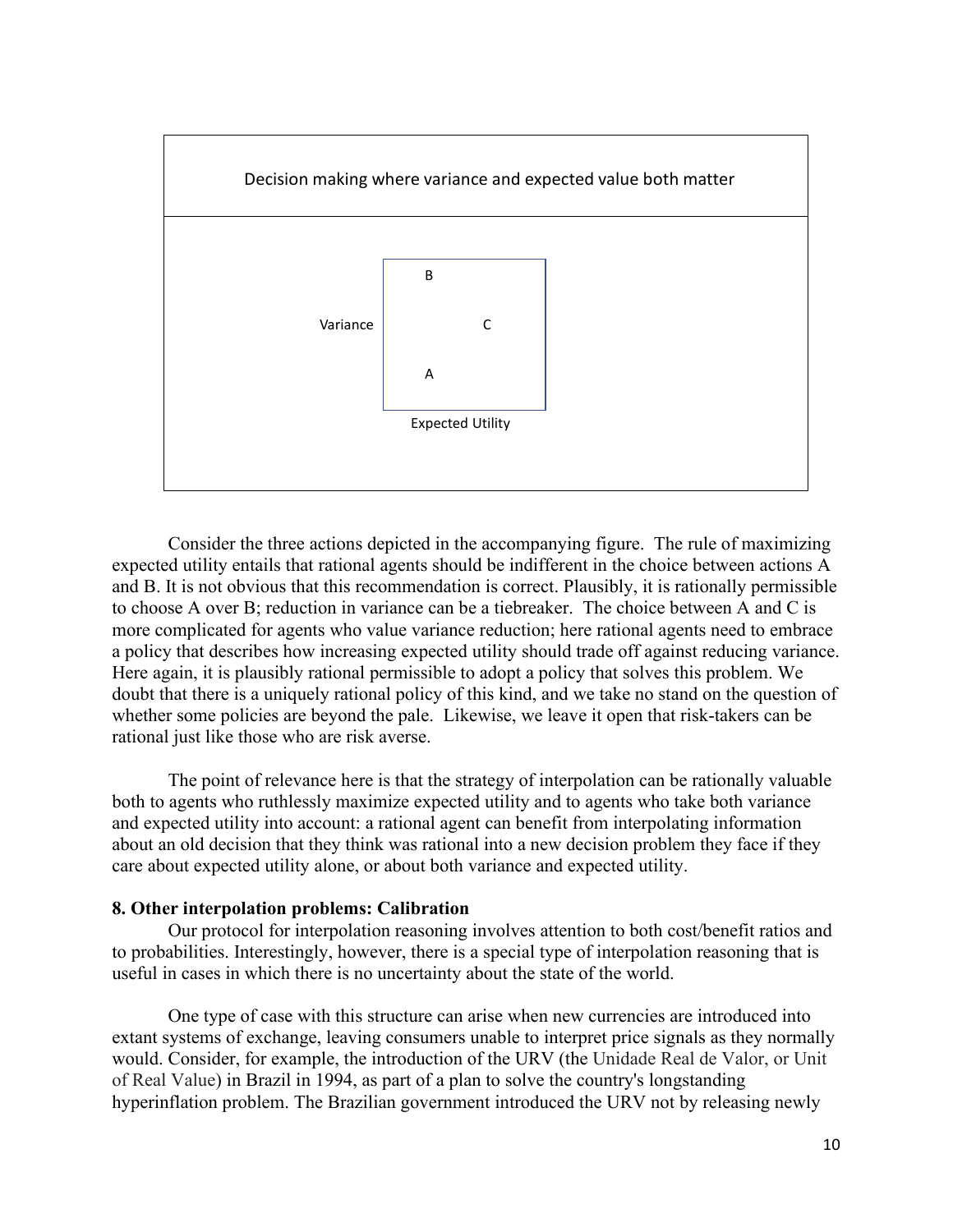Decision making where variance and expected value both matter

| Variance | B | |
|---|---|---|
| | | C |
| | A | |
| | Expected Utility | |

Consider the three actions depicted in the accompanying figure. The rule of maximizing expected utility entails that rational agents should be indifferent in the choice between actions A and B. It is not obvious that this recommendation is correct. Plausibly, it is rationally permissible to choose A over B; reduction in variance can be a tiebreaker. The choice between A and C is more complicated for agents who value variance reduction; here rational agents need to embrace a policy that describes how increasing expected utility should trade off against reducing variance. Here again, it is plausibly rational permissible to adopt a policy that solves this problem. We doubt that there is a uniquely rational policy of this kind, and we take no stand on the question of whether some policies are beyond the pale. Likewise, we leave it open that risk-takers can be rational just like those who are risk averse.

The point of relevance here is that the strategy of interpolation can be rationally valuable both to agents who ruthlessly maximize expected utility and to agents who take both variance and expected utility into account: a rational agent can benefit from interpolating information about an old decision that they think was rational into a new decision problem they face if they care about expected utility alone, or about both variance and expected utility.

## 8. Other interpolation problems: Calibration

Our protocol for interpolation reasoning involves attention to both cost/benefit ratios and to probabilities. Interestingly, however, there is a special type of interpolation reasoning that is useful in cases in which there is no uncertainty about the state of the world.

One type of case with this structure can arise when new currencies are introduced into extant systems of exchange, leaving consumers unable to interpret price signals as they normally would. Consider, for example, the introduction of the URV (the Unidade Real de Valor, or Unit of Real Value) in Brazil in 1994, as part of a plan to solve the country's longstanding hyperinflation problem. The Brazilian government introduced the URV not by releasing newly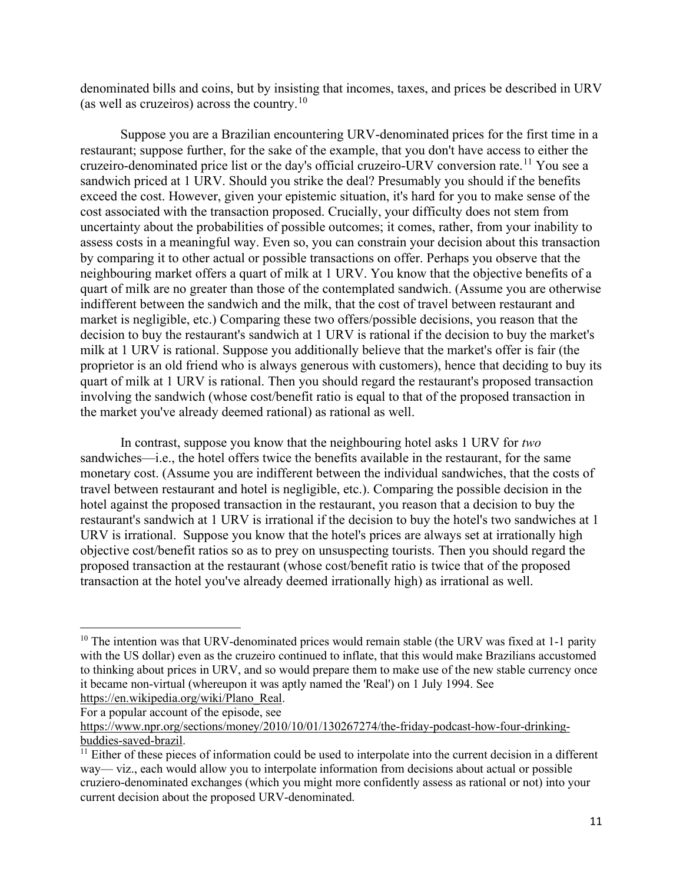denominated bills and coins, but by insisting that incomes, taxes, and prices be described in URV (as well as cruzeiros) across the country.[10]

Suppose you are a Brazilian encountering URV-denominated prices for the first time in a restaurant; suppose further, for the sake of the example, that you don't have access to either the cruzeiro-denominated price list or the day's official cruzeiro-URV conversion rate.[11] You see a sandwich priced at 1 URV. Should you strike the deal? Presumably you should if the benefits exceed the cost. However, given your epistemic situation, it's hard for you to make sense of the cost associated with the transaction proposed. Crucially, your difficulty does not stem from uncertainty about the probabilities of possible outcomes; it comes, rather, from your inability to assess costs in a meaningful way. Even so, you can constrain your decision about this transaction by comparing it to other actual or possible transactions on offer. Perhaps you observe that the neighbouring market offers a quart of milk at 1 URV. You know that the objective benefits of a quart of milk are no greater than those of the contemplated sandwich. (Assume you are otherwise indifferent between the sandwich and the milk, that the cost of travel between restaurant and market is negligible, etc.) Comparing these two offers/possible decisions, you reason that the decision to buy the restaurant's sandwich at 1 URV is rational if the decision to buy the market's milk at 1 URV is rational. Suppose you additionally believe that the market's offer is fair (the proprietor is an old friend who is always generous with customers), hence that deciding to buy its quart of milk at 1 URV is rational. Then you should regard the restaurant's proposed transaction involving the sandwich (whose cost/benefit ratio is equal to that of the proposed transaction in the market you've already deemed rational) as rational as well.

In contrast, suppose you know that the neighbouring hotel asks 1 URV for *two* sandwiches—i.e., the hotel offers twice the benefits available in the restaurant, for the same monetary cost. (Assume you are indifferent between the individual sandwiches, that the costs of travel between restaurant and hotel is negligible, etc.). Comparing the possible decision in the hotel against the proposed transaction in the restaurant, you reason that a decision to buy the restaurant's sandwich at 1 URV is irrational if the decision to buy the hotel's two sandwiches at 1 URV is irrational. Suppose you know that the hotel's prices are always set at irrationally high objective cost/benefit ratios so as to prey on unsuspecting tourists. Then you should regard the proposed transaction at the restaurant (whose cost/benefit ratio is twice that of the proposed transaction at the hotel you've already deemed irrationally high) as irrational as well.

---

[10] The intention was that URV-denominated prices would remain stable (the URV was fixed at 1-1 parity with the US dollar) even as the cruzeiro continued to inflate, that this would make Brazilians accustomed to thinking about prices in URV, and so would prepare them to make use of the new stable currency once it became non-virtual (whereupon it was aptly named the 'Real') on 1 July 1994. See https://en.wikipedia.org/wiki/Plano_Real.
For a popular account of the episode, see https://www.npr.org/sections/money/2010/10/01/130267274/the-friday-podcast-how-four-drinking-buddies-saved-brazil.

[11] Either of these pieces of information could be used to interpolate into the current decision in a different way— viz., each would allow you to interpolate information from decisions about actual or possible cruziero-denominated exchanges (which you might more confidently assess as rational or not) into your current decision about the proposed URV-denominated.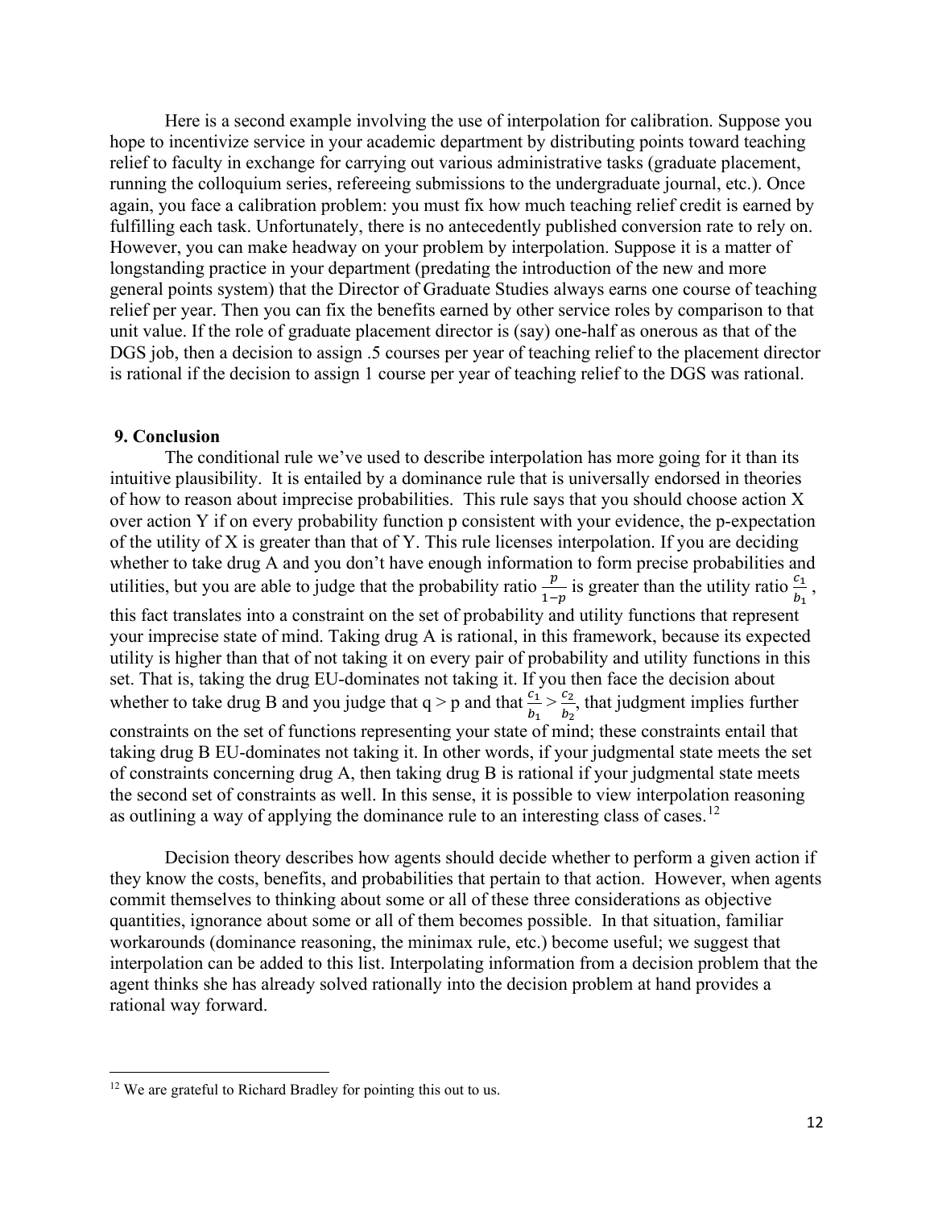Here is a second example involving the use of interpolation for calibration. Suppose you hope to incentivize service in your academic department by distributing points toward teaching relief to faculty in exchange for carrying out various administrative tasks (graduate placement, running the colloquium series, refereeing submissions to the undergraduate journal, etc.). Once again, you face a calibration problem: you must fix how much teaching relief credit is earned by fulfilling each task. Unfortunately, there is no antecedently published conversion rate to rely on. However, you can make headway on your problem by interpolation. Suppose it is a matter of longstanding practice in your department (predating the introduction of the new and more general points system) that the Director of Graduate Studies always earns one course of teaching relief per year. Then you can fix the benefits earned by other service roles by comparison to that unit value. If the role of graduate placement director is (say) one-half as onerous as that of the DGS job, then a decision to assign .5 courses per year of teaching relief to the placement director is rational if the decision to assign 1 course per year of teaching relief to the DGS was rational.

## 9. Conclusion

The conditional rule we've used to describe interpolation has more going for it than its intuitive plausibility. It is entailed by a dominance rule that is universally endorsed in theories of how to reason about imprecise probabilities. This rule says that you should choose action X over action Y if on every probability function p consistent with your evidence, the p-expectation of the utility of X is greater than that of Y. This rule licenses interpolation. If you are deciding whether to take drug A and you don't have enough information to form precise probabilities and utilities, but you are able to judge that the probability ratio $\frac{p}{1-p}$ is greater than the utility ratio $\frac{c_1}{b_1}$, this fact translates into a constraint on the set of probability and utility functions that represent your imprecise state of mind. Taking drug A is rational, in this framework, because its expected utility is higher than that of not taking it on every pair of probability and utility functions in this set. That is, taking the drug EU-dominates not taking it. If you then face the decision about whether to take drug B and you judge that q > p and that $\frac{c_1}{b_1} > \frac{c_2}{b_2}$, that judgment implies further constraints on the set of functions representing your state of mind; these constraints entail that taking drug B EU-dominates not taking it. In other words, if your judgmental state meets the set of constraints concerning drug A, then taking drug B is rational if your judgmental state meets the second set of constraints as well. In this sense, it is possible to view interpolation reasoning as outlining a way of applying the dominance rule to an interesting class of cases.[12]

Decision theory describes how agents should decide whether to perform a given action if they know the costs, benefits, and probabilities that pertain to that action. However, when agents commit themselves to thinking about some or all of these three considerations as objective quantities, ignorance about some or all of them becomes possible. In that situation, familiar workarounds (dominance reasoning, the minimax rule, etc.) become useful; we suggest that interpolation can be added to this list. Interpolating information from a decision problem that the agent thinks she has already solved rationally into the decision problem at hand provides a rational way forward.

[12] We are grateful to Richard Bradley for pointing this out to us.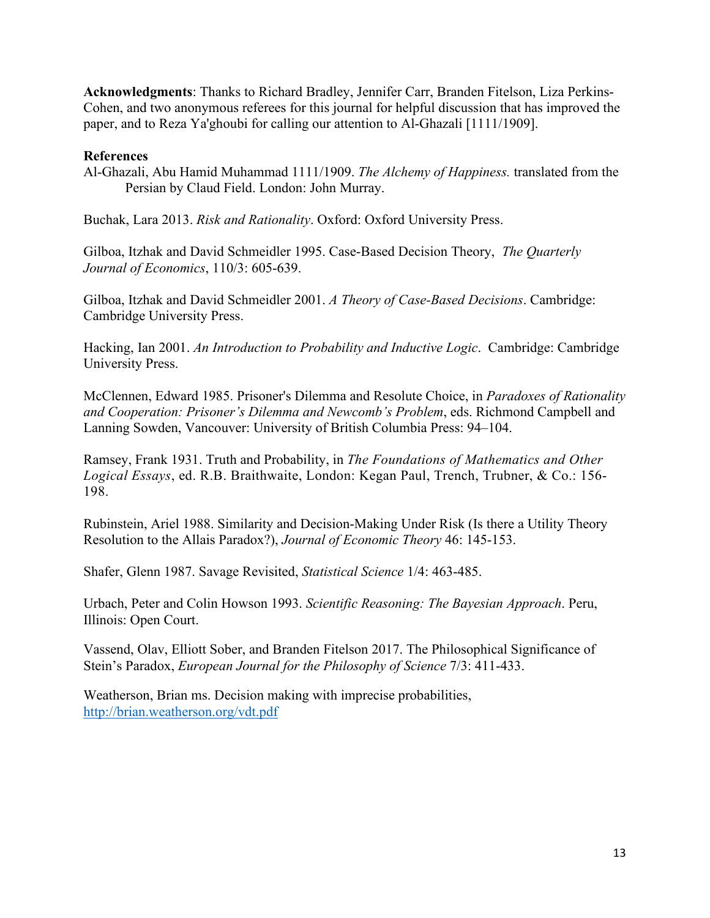**Acknowledgments**: Thanks to Richard Bradley, Jennifer Carr, Branden Fitelson, Liza Perkins-Cohen, and two anonymous referees for this journal for helpful discussion that has improved the paper, and to Reza Ya'ghoubi for calling our attention to Al-Ghazali [1111/1909].

**References**

Al-Ghazali, Abu Hamid Muhammad 1111/1909. *The Alchemy of Happiness.* translated from the Persian by Claud Field. London: John Murray.

Buchak, Lara 2013. *Risk and Rationality*. Oxford: Oxford University Press.

Gilboa, Itzhak and David Schmeidler 1995. Case-Based Decision Theory, *The Quarterly Journal of Economics*, 110/3: 605-639.

Gilboa, Itzhak and David Schmeidler 2001. *A Theory of Case-Based Decisions*. Cambridge: Cambridge University Press.

Hacking, Ian 2001. *An Introduction to Probability and Inductive Logic*. Cambridge: Cambridge University Press.

McClennen, Edward 1985. Prisoner's Dilemma and Resolute Choice, in *Paradoxes of Rationality and Cooperation: Prisoner's Dilemma and Newcomb's Problem*, eds. Richmond Campbell and Lanning Sowden, Vancouver: University of British Columbia Press: 94–104.

Ramsey, Frank 1931. Truth and Probability, in *The Foundations of Mathematics and Other Logical Essays*, ed. R.B. Braithwaite, London: Kegan Paul, Trench, Trubner, & Co.: 156-198.

Rubinstein, Ariel 1988. Similarity and Decision-Making Under Risk (Is there a Utility Theory Resolution to the Allais Paradox?), *Journal of Economic Theory* 46: 145-153.

Shafer, Glenn 1987. Savage Revisited, *Statistical Science* 1/4: 463-485.

Urbach, Peter and Colin Howson 1993. *Scientific Reasoning: The Bayesian Approach*. Peru, Illinois: Open Court.

Vassend, Olav, Elliott Sober, and Branden Fitelson 2017. The Philosophical Significance of Stein's Paradox, *European Journal for the Philosophy of Science* 7/3: 411-433.

Weatherson, Brian ms. Decision making with imprecise probabilities, http://brian.weatherson.org/vdt.pdf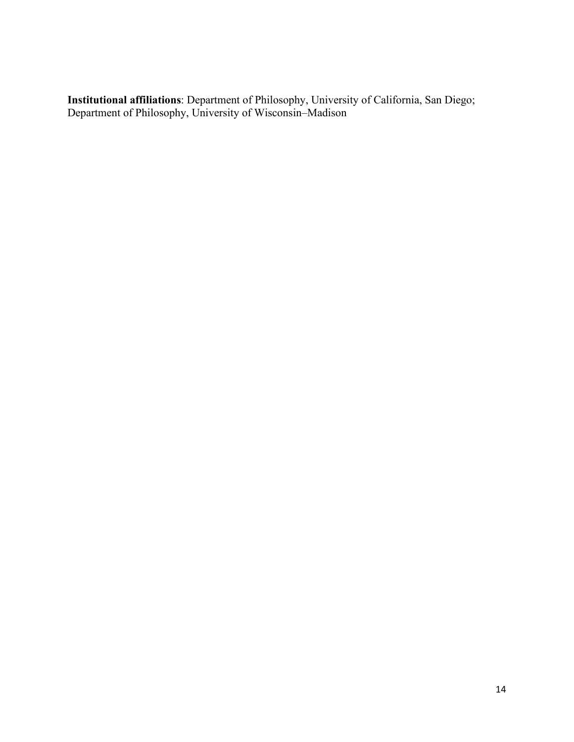**Institutional affiliations**: Department of Philosophy, University of California, San Diego; Department of Philosophy, University of Wisconsin–Madison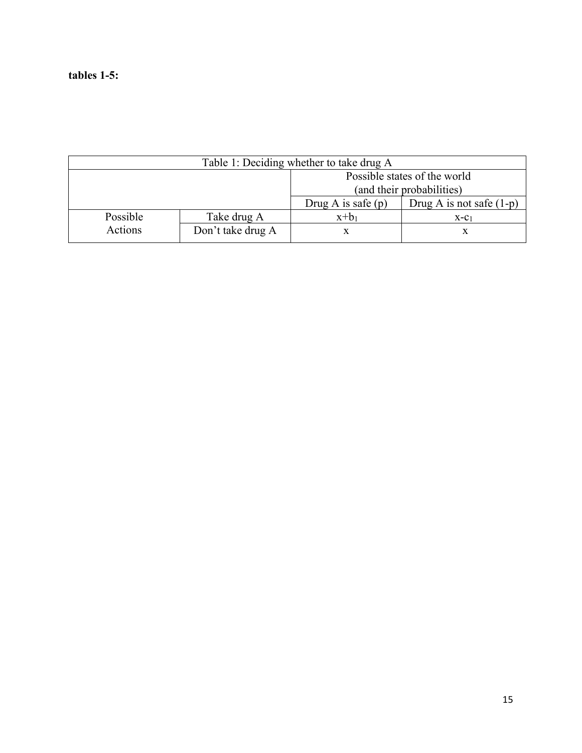**tables 1-5:**

| Table 1: Deciding whether to take drug A | | | |
|---|---|---|---|
| | | Possible states of the world (and their probabilities) | |
| | | Drug A is safe (p) | Drug A is not safe (1-p) |
| Possible Actions | Take drug A | $x+b_1$ | $x-c_1$ |
| | Don't take drug A | x | x |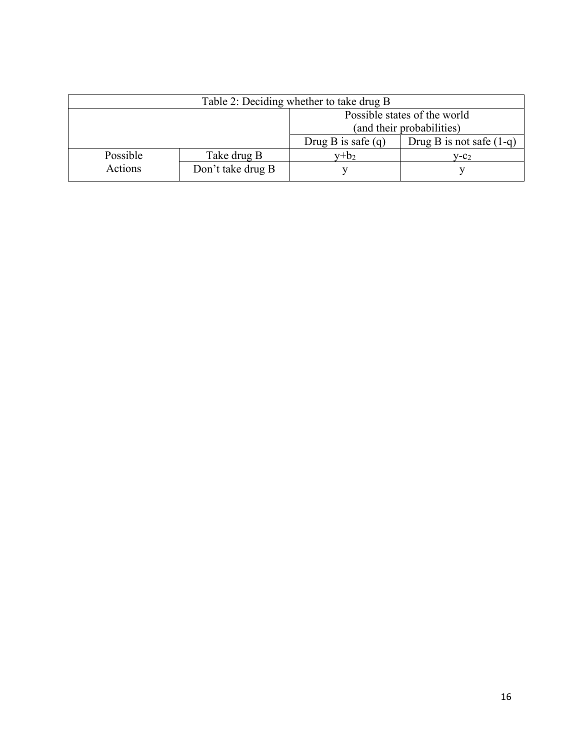| Table 2: Deciding whether to take drug B | | | |
|---|---|---|---|
| | | Possible states of the world (and their probabilities) | |
| | | Drug B is safe (q) | Drug B is not safe (1-q) |
| Possible Actions | Take drug B | $y+b_2$ | $y-c_2$ |
| | Don't take drug B | y | y |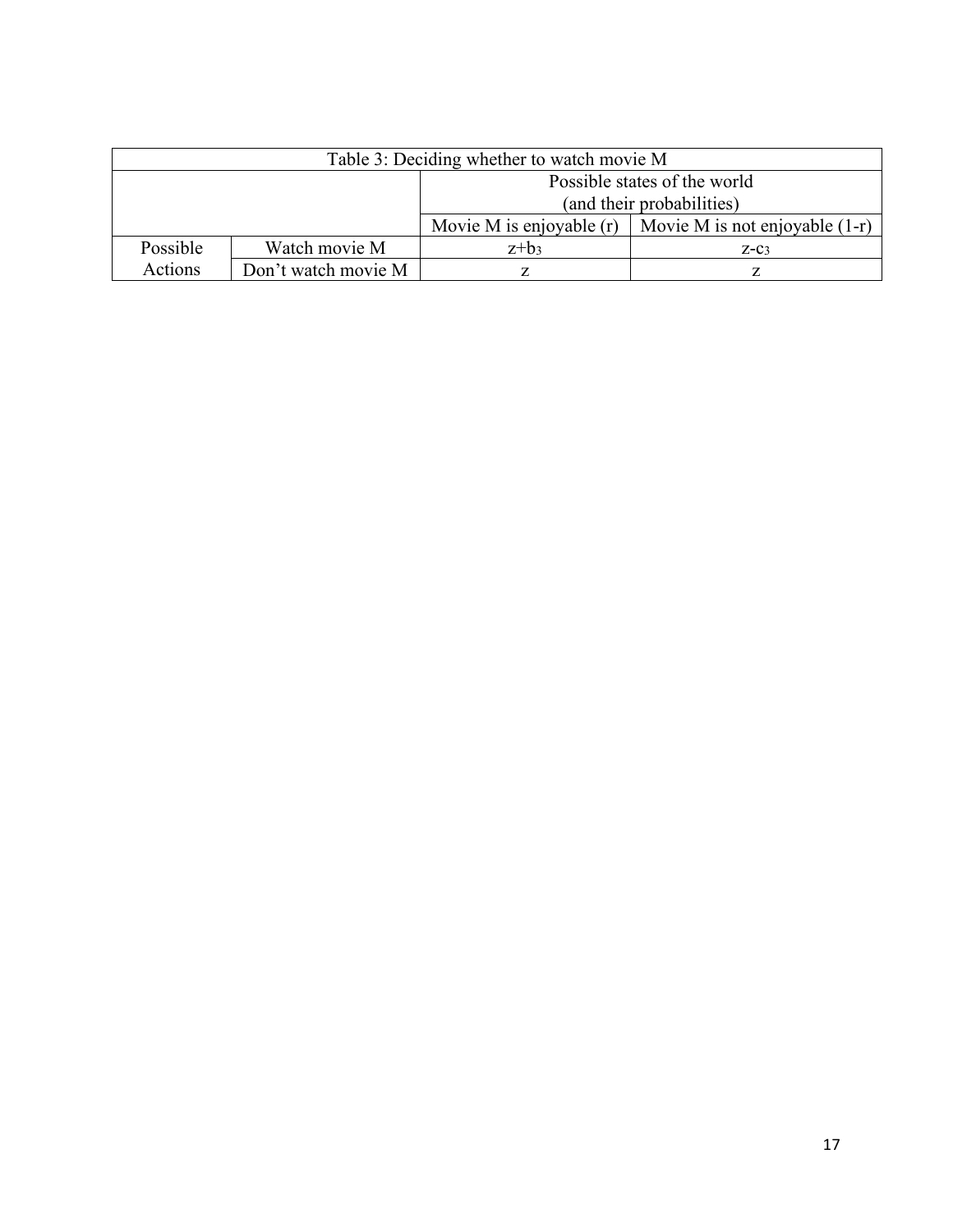Table 3: Deciding whether to watch movie M

| | | Possible states of the world (and their probabilities) | |
|---|---|---|---|
| | | Movie M is enjoyable (r) | Movie M is not enjoyable (1-r) |
| Possible Actions | Watch movie M | $z+b_3$ | $z-c_3$ |
| | Don't watch movie M | $z$ | $z$ |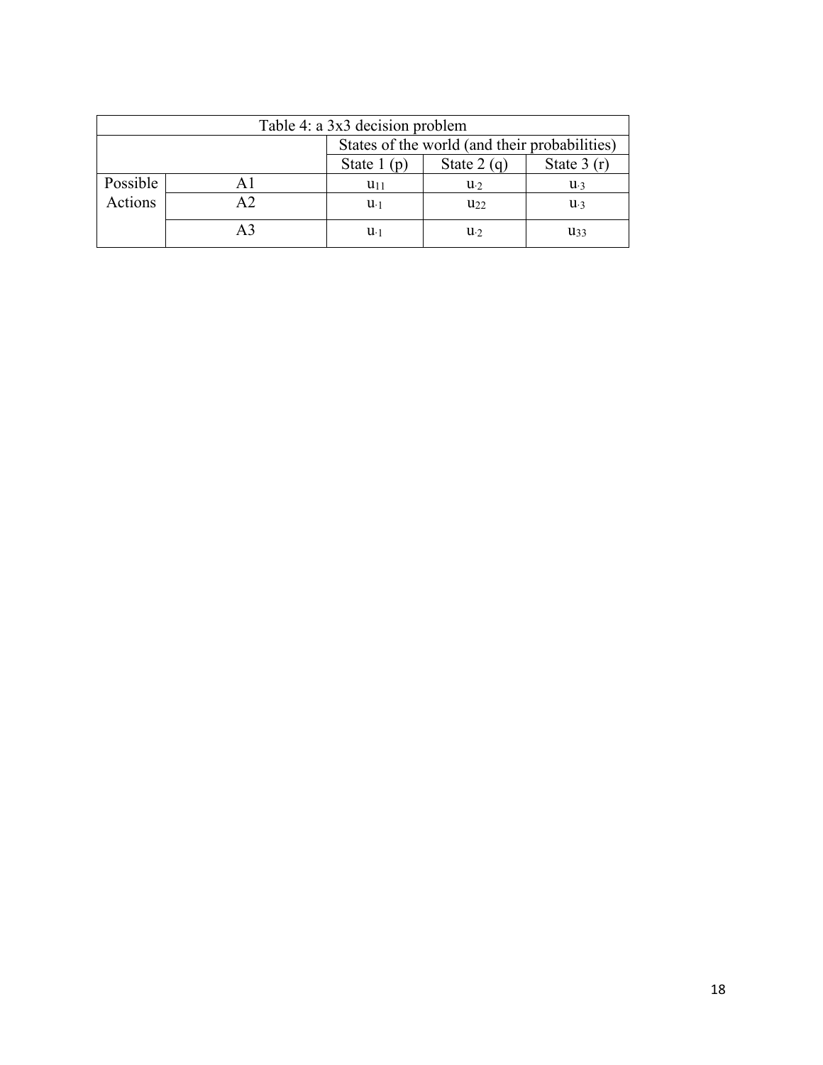| Table 4: a 3x3 decision problem | | | | |
|---|---|---|---|---|
| | | States of the world (and their probabilities) | | |
| | | State 1 (p) | State 2 (q) | State 3 (r) |
| Possible Actions | A1 | $u_{11}$ | $u_{\cdot 2}$ | $u_{\cdot 3}$ |
| | A2 | $u_{\cdot 1}$ | $u_{22}$ | $u_{\cdot 3}$ |
| | A3 | $u_{\cdot 1}$ | $u_{\cdot 2}$ | $u_{33}$ |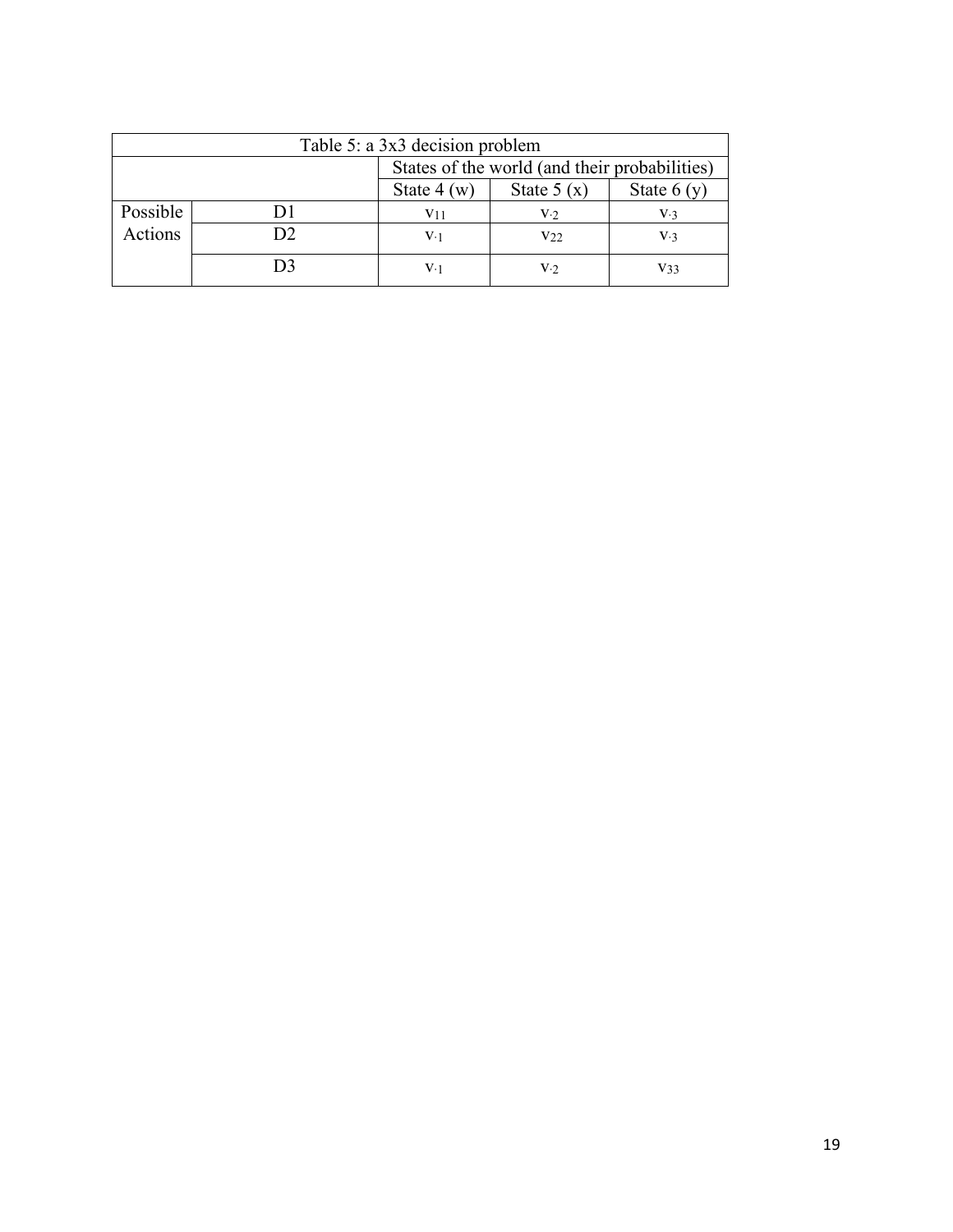Table 5: a 3x3 decision problem

| | | States of the world (and their probabilities) | | |
|---|---|---|---|---|
| | | State 4 (w) | State 5 (x) | State 6 (y) |
| Possible Actions | D1 | $v_{11}$ | $v_{\cdot 2}$ | $v_{\cdot 3}$ |
| | D2 | $v_{\cdot 1}$ | $v_{22}$ | $v_{\cdot 3}$ |
| | D3 | $v_{\cdot 1}$ | $v_{\cdot 2}$ | $v_{33}$ |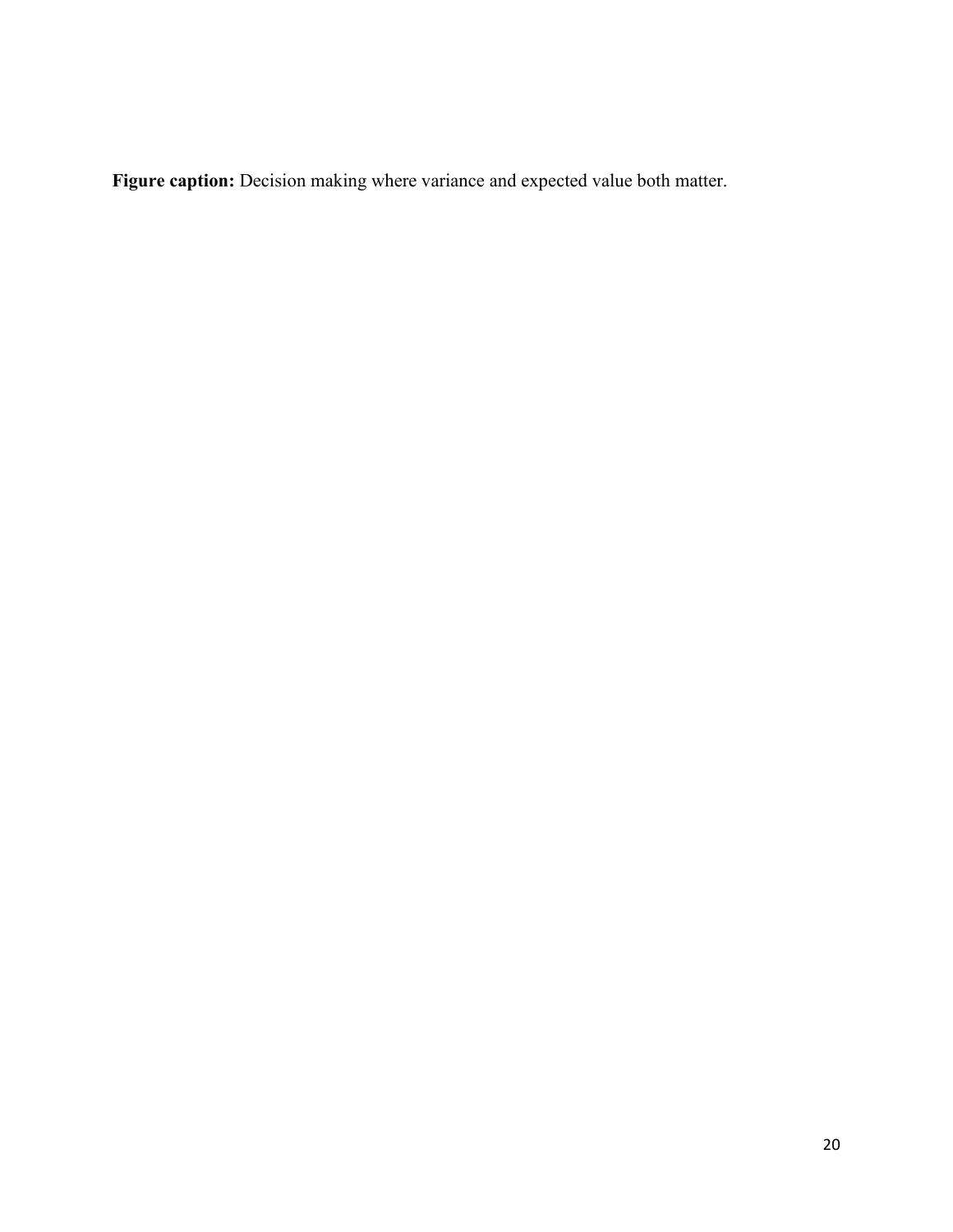**Figure caption:** Decision making where variance and expected value both matter.